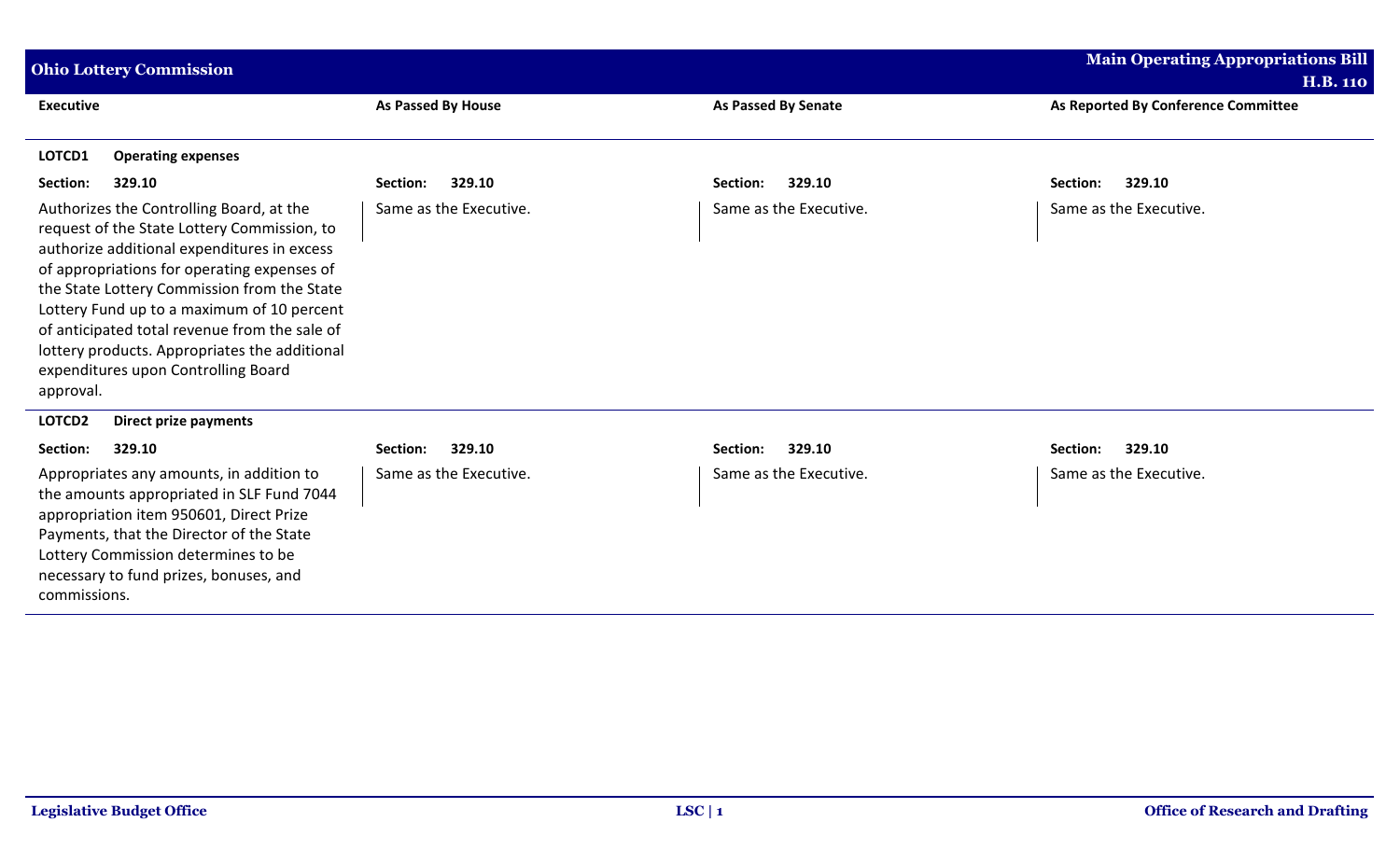## Ohio Lottery Commission

**Main Operating Appropriations Bill H.B. 110**

| Executive | As Passed By House | As Passed By Senate | As Reported By Conference Committee |
|---|---|---|---|
| **LOTCD1 Operating expenses** | | | |
| **Section: 329.10** | **Section: 329.10** | **Section: 329.10** | **Section: 329.10** |
| Authorizes the Controlling Board, at the request of the State Lottery Commission, to authorize additional expenditures in excess of appropriations for operating expenses of the State Lottery Commission from the State Lottery Fund up to a maximum of 10 percent of anticipated total revenue from the sale of lottery products. Appropriates the additional expenditures upon Controlling Board approval. | Same as the Executive. | Same as the Executive. | Same as the Executive. |
| **LOTCD2 Direct prize payments** | | | |
| **Section: 329.10** | **Section: 329.10** | **Section: 329.10** | **Section: 329.10** |
| Appropriates any amounts, in addition to the amounts appropriated in SLF Fund 7044 appropriation item 950601, Direct Prize Payments, that the Director of the State Lottery Commission determines to be necessary to fund prizes, bonuses, and commissions. | Same as the Executive. | Same as the Executive. | Same as the Executive. |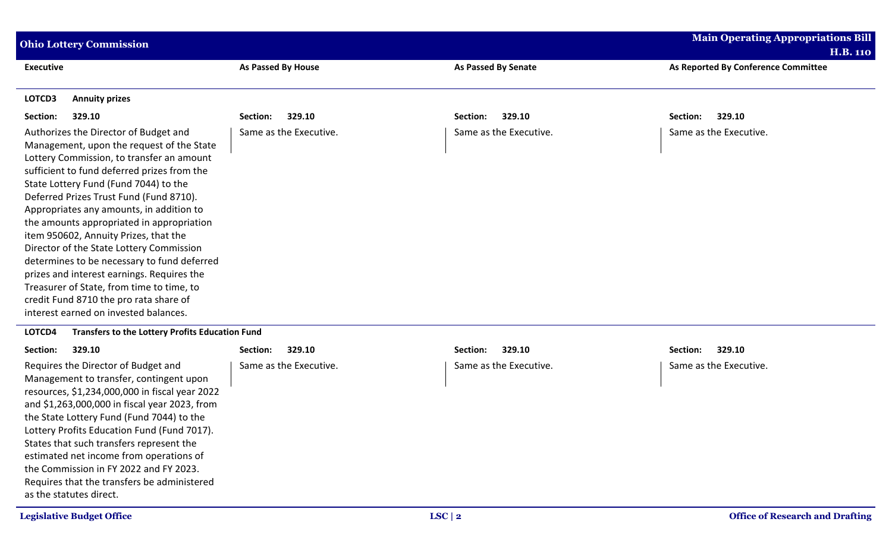| Executive | As Passed By House | As Passed By Senate | As Reported By Conference Committee |
|---|---|---|---|
| **LOTCD3 Annuity prizes** | | | |
| **Section: 329.10** | **Section: 329.10** | **Section: 329.10** | **Section: 329.10** |
| Authorizes the Director of Budget and Management, upon the request of the State Lottery Commission, to transfer an amount sufficient to fund deferred prizes from the State Lottery Fund (Fund 7044) to the Deferred Prizes Trust Fund (Fund 8710). Appropriates any amounts, in addition to the amounts appropriated in appropriation item 950602, Annuity Prizes, that the Director of the State Lottery Commission determines to be necessary to fund deferred prizes and interest earnings. Requires the Treasurer of State, from time to time, to credit Fund 8710 the pro rata share of interest earned on invested balances. | Same as the Executive. | Same as the Executive. | Same as the Executive. |
| **LOTCD4 Transfers to the Lottery Profits Education Fund** | | | |
| **Section: 329.10** | **Section: 329.10** | **Section: 329.10** | **Section: 329.10** |
| Requires the Director of Budget and Management to transfer, contingent upon resources, $1,234,000,000 in fiscal year 2022 and $1,263,000,000 in fiscal year 2023, from the State Lottery Fund (Fund 7044) to the Lottery Profits Education Fund (Fund 7017). States that such transfers represent the estimated net income from operations of the Commission in FY 2022 and FY 2023. Requires that the transfers be administered as the statutes direct. | Same as the Executive. | Same as the Executive. | Same as the Executive. |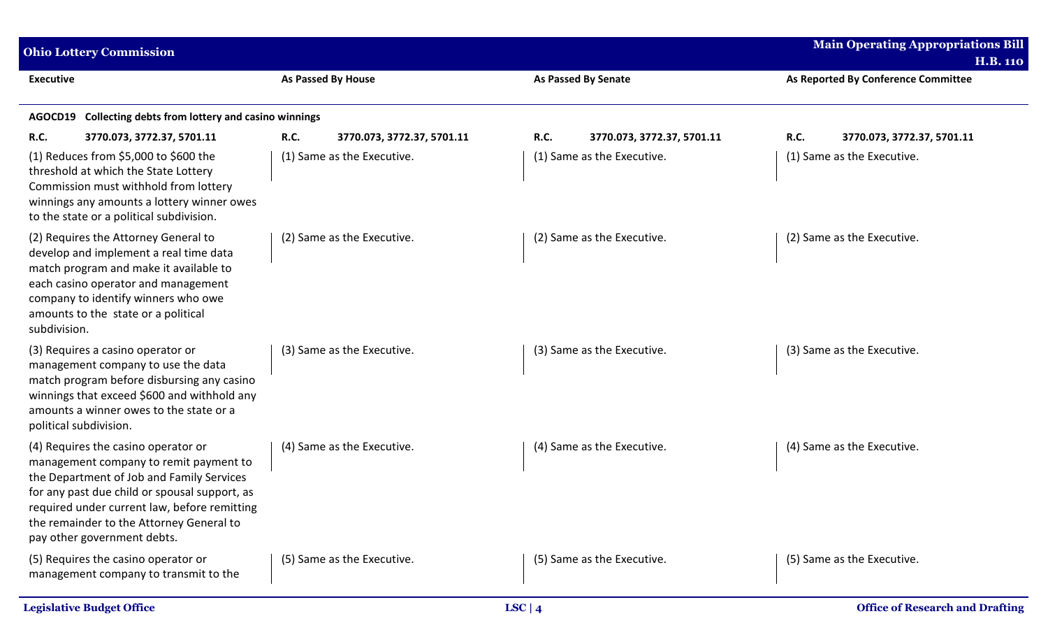| Executive | As Passed By House | As Passed By Senate | As Reported By Conference Committee |
|---|---|---|---|
| **AGOCD19 Collecting debts from lottery and casino winnings** | | | |
| **R.C.** **3770.073, 3772.37, 5701.11** | **R.C.** **3770.073, 3772.37, 5701.11** | **R.C.** **3770.073, 3772.37, 5701.11** | **R.C.** **3770.073, 3772.37, 5701.11** |
| (1) Reduces from $5,000 to $600 the threshold at which the State Lottery Commission must withhold from lottery winnings any amounts a lottery winner owes to the state or a political subdivision. | (1) Same as the Executive. | (1) Same as the Executive. | (1) Same as the Executive. |
| (2) Requires the Attorney General to develop and implement a real time data match program and make it available to each casino operator and management company to identify winners who owe amounts to the state or a political subdivision. | (2) Same as the Executive. | (2) Same as the Executive. | (2) Same as the Executive. |
| (3) Requires a casino operator or management company to use the data match program before disbursing any casino winnings that exceed $600 and withhold any amounts a winner owes to the state or a political subdivision. | (3) Same as the Executive. | (3) Same as the Executive. | (3) Same as the Executive. |
| (4) Requires the casino operator or management company to remit payment to the Department of Job and Family Services for any past due child or spousal support, as required under current law, before remitting the remainder to the Attorney General to pay other government debts. | (4) Same as the Executive. | (4) Same as the Executive. | (4) Same as the Executive. |
| (5) Requires the casino operator or management company to transmit to the | (5) Same as the Executive. | (5) Same as the Executive. | (5) Same as the Executive. |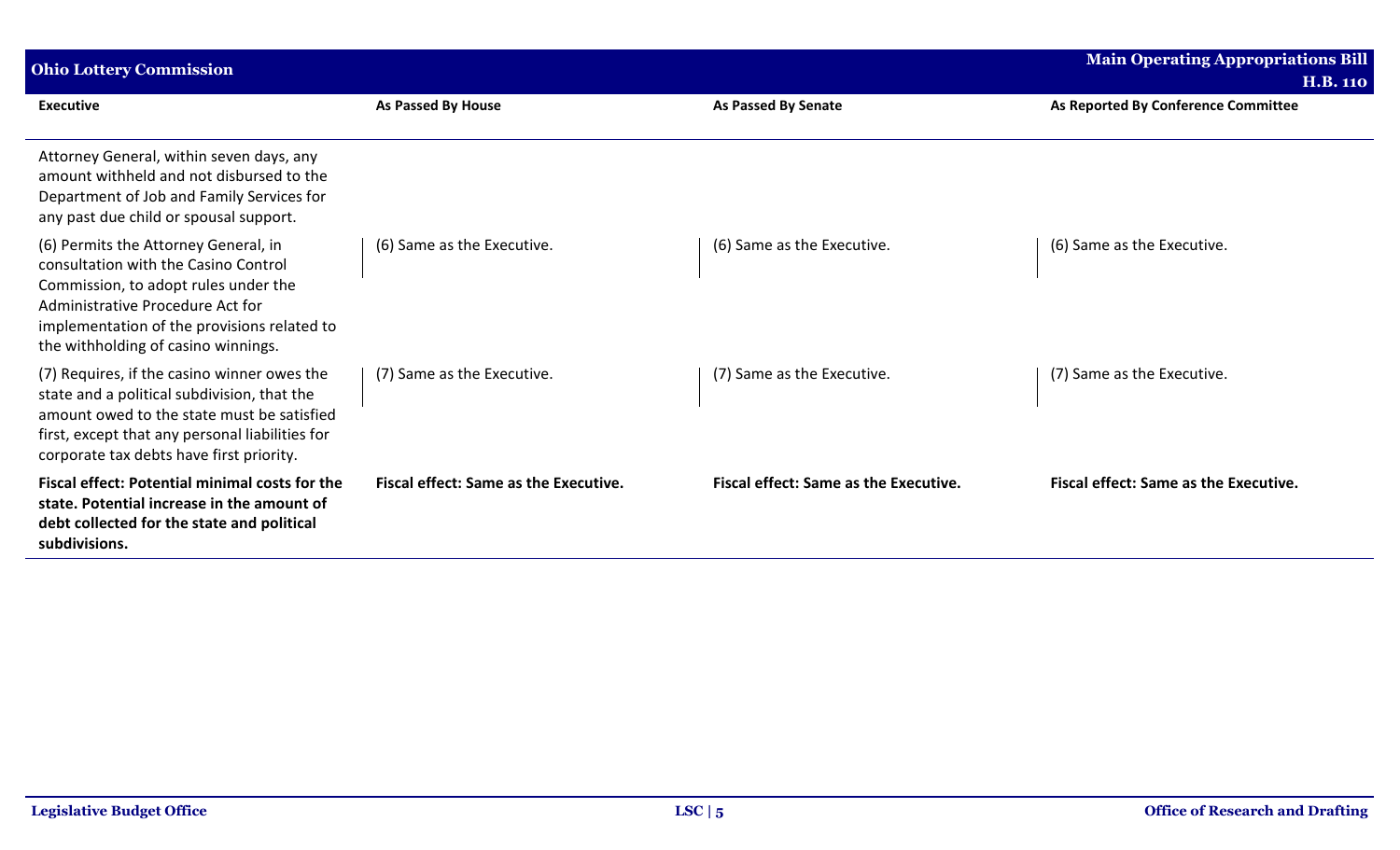| Executive | As Passed By House | As Passed By Senate | As Reported By Conference Committee |
|---|---|---|---|
| Attorney General, within seven days, any amount withheld and not disbursed to the Department of Job and Family Services for any past due child or spousal support. | | | |
| (6) Permits the Attorney General, in consultation with the Casino Control Commission, to adopt rules under the Administrative Procedure Act for implementation of the provisions related to the withholding of casino winnings. | (6) Same as the Executive. | (6) Same as the Executive. | (6) Same as the Executive. |
| (7) Requires, if the casino winner owes the state and a political subdivision, that the amount owed to the state must be satisfied first, except that any personal liabilities for corporate tax debts have first priority. | (7) Same as the Executive. | (7) Same as the Executive. | (7) Same as the Executive. |
| **Fiscal effect: Potential minimal costs for the state. Potential increase in the amount of debt collected for the state and political subdivisions.** | **Fiscal effect: Same as the Executive.** | **Fiscal effect: Same as the Executive.** | **Fiscal effect: Same as the Executive.** |